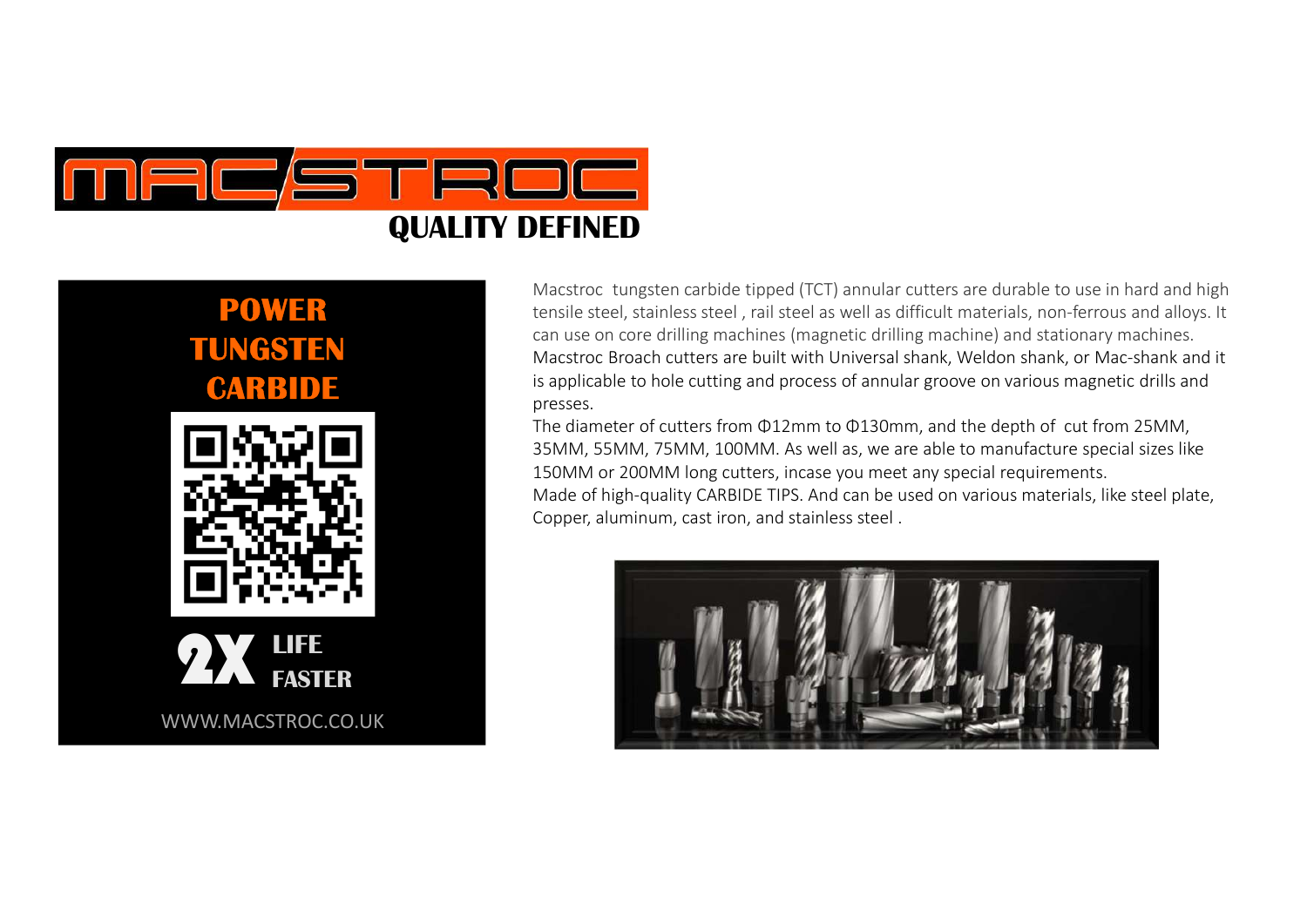# MACSTROC

**QUALITY DEFINED**

## POWER TUNGSTEN CARBIDE

**2X LIFE FASTER**

WWW.MACSTROC.CO.UK

Macstroc tungsten carbide tipped (TCT) annular cutters are durable to use in hard and high tensile steel, stainless steel , rail steel as well as difficult materials, non-ferrous and alloys. It can use on core drilling machines (magnetic drilling machine) and stationary machines.
Macstroc Broach cutters are built with Universal shank, Weldon shank, or Mac-shank and it is applicable to hole cutting and process of annular groove on various magnetic drills and presses.
The diameter of cutters from Φ12mm to Φ130mm, and the depth of cut from 25MM, 35MM, 55MM, 75MM, 100MM. As well as, we are able to manufacture special sizes like 150MM or 200MM long cutters, incase you meet any special requirements.
Made of high-quality CARBIDE TIPS. And can be used on various materials, like steel plate, Copper, aluminum, cast iron, and stainless steel .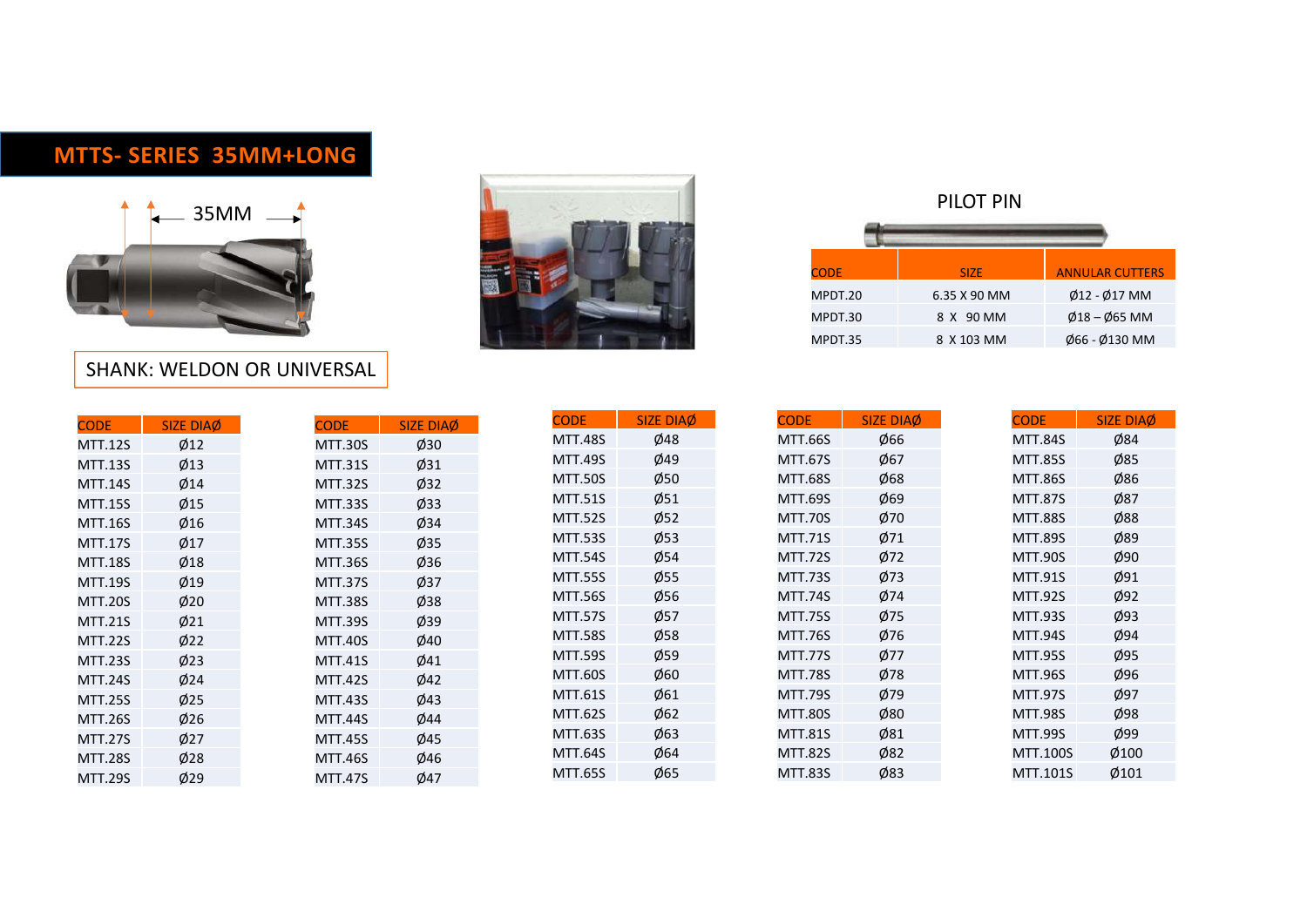# MTTS- SERIES 35MM+LONG

35MM

SHANK: WELDON OR UNIVERSAL

PILOT PIN

| CODE | SIZE | ANNULAR CUTTERS |
|---|---|---|
| MPDT.20 | 6.35 X 90 MM | Ø12 - Ø17 MM |
| MPDT.30 | 8 X 90 MM | Ø18 – Ø65 MM |
| MPDT.35 | 8 X 103 MM | Ø66 - Ø130 MM |

| CODE | SIZE DIAØ |
|---|---|
| MTT.12S | Ø12 |
| MTT.13S | Ø13 |
| MTT.14S | Ø14 |
| MTT.15S | Ø15 |
| MTT.16S | Ø16 |
| MTT.17S | Ø17 |
| MTT.18S | Ø18 |
| MTT.19S | Ø19 |
| MTT.20S | Ø20 |
| MTT.21S | Ø21 |
| MTT.22S | Ø22 |
| MTT.23S | Ø23 |
| MTT.24S | Ø24 |
| MTT.25S | Ø25 |
| MTT.26S | Ø26 |
| MTT.27S | Ø27 |
| MTT.28S | Ø28 |
| MTT.29S | Ø29 |

| CODE | SIZE DIAØ |
|---|---|
| MTT.30S | Ø30 |
| MTT.31S | Ø31 |
| MTT.32S | Ø32 |
| MTT.33S | Ø33 |
| MTT.34S | Ø34 |
| MTT.35S | Ø35 |
| MTT.36S | Ø36 |
| MTT.37S | Ø37 |
| MTT.38S | Ø38 |
| MTT.39S | Ø39 |
| MTT.40S | Ø40 |
| MTT.41S | Ø41 |
| MTT.42S | Ø42 |
| MTT.43S | Ø43 |
| MTT.44S | Ø44 |
| MTT.45S | Ø45 |
| MTT.46S | Ø46 |
| MTT.47S | Ø47 |

| CODE | SIZE DIAØ |
|---|---|
| MTT.48S | Ø48 |
| MTT.49S | Ø49 |
| MTT.50S | Ø50 |
| MTT.51S | Ø51 |
| MTT.52S | Ø52 |
| MTT.53S | Ø53 |
| MTT.54S | Ø54 |
| MTT.55S | Ø55 |
| MTT.56S | Ø56 |
| MTT.57S | Ø57 |
| MTT.58S | Ø58 |
| MTT.59S | Ø59 |
| MTT.60S | Ø60 |
| MTT.61S | Ø61 |
| MTT.62S | Ø62 |
| MTT.63S | Ø63 |
| MTT.64S | Ø64 |
| MTT.65S | Ø65 |

| CODE | SIZE DIAØ |
|---|---|
| MTT.66S | Ø66 |
| MTT.67S | Ø67 |
| MTT.68S | Ø68 |
| MTT.69S | Ø69 |
| MTT.70S | Ø70 |
| MTT.71S | Ø71 |
| MTT.72S | Ø72 |
| MTT.73S | Ø73 |
| MTT.74S | Ø74 |
| MTT.75S | Ø75 |
| MTT.76S | Ø76 |
| MTT.77S | Ø77 |
| MTT.78S | Ø78 |
| MTT.79S | Ø79 |
| MTT.80S | Ø80 |
| MTT.81S | Ø81 |
| MTT.82S | Ø82 |
| MTT.83S | Ø83 |

| CODE | SIZE DIAØ |
|---|---|
| MTT.84S | Ø84 |
| MTT.85S | Ø85 |
| MTT.86S | Ø86 |
| MTT.87S | Ø87 |
| MTT.88S | Ø88 |
| MTT.89S | Ø89 |
| MTT.90S | Ø90 |
| MTT.91S | Ø91 |
| MTT.92S | Ø92 |
| MTT.93S | Ø93 |
| MTT.94S | Ø94 |
| MTT.95S | Ø95 |
| MTT.96S | Ø96 |
| MTT.97S | Ø97 |
| MTT.98S | Ø98 |
| MTT.99S | Ø99 |
| MTT.100S | Ø100 |
| MTT.101S | Ø101 |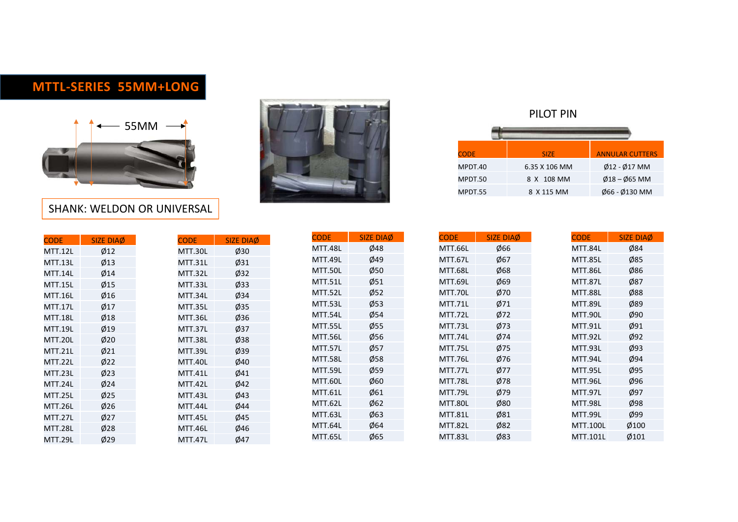# MTTL-SERIES 55MM+LONG

55MM

SHANK: WELDON OR UNIVERSAL

PILOT PIN

| CODE | SIZE | ANNULAR CUTTERS |
|---|---|---|
| MPDT.40 | 6.35 X 106 MM | Ø12 - Ø17 MM |
| MPDT.50 | 8 X 108 MM | Ø18 – Ø65 MM |
| MPDT.55 | 8 X 115 MM | Ø66 - Ø130 MM |

| CODE | SIZE DIAØ |
|---|---|
| MTT.12L | Ø12 |
| MTT.13L | Ø13 |
| MTT.14L | Ø14 |
| MTT.15L | Ø15 |
| MTT.16L | Ø16 |
| MTT.17L | Ø17 |
| MTT.18L | Ø18 |
| MTT.19L | Ø19 |
| MTT.20L | Ø20 |
| MTT.21L | Ø21 |
| MTT.22L | Ø22 |
| MTT.23L | Ø23 |
| MTT.24L | Ø24 |
| MTT.25L | Ø25 |
| MTT.26L | Ø26 |
| MTT.27L | Ø27 |
| MTT.28L | Ø28 |
| MTT.29L | Ø29 |

| CODE | SIZE DIAØ |
|---|---|
| MTT.30L | Ø30 |
| MTT.31L | Ø31 |
| MTT.32L | Ø32 |
| MTT.33L | Ø33 |
| MTT.34L | Ø34 |
| MTT.35L | Ø35 |
| MTT.36L | Ø36 |
| MTT.37L | Ø37 |
| MTT.38L | Ø38 |
| MTT.39L | Ø39 |
| MTT.40L | Ø40 |
| MTT.41L | Ø41 |
| MTT.42L | Ø42 |
| MTT.43L | Ø43 |
| MTT.44L | Ø44 |
| MTT.45L | Ø45 |
| MTT.46L | Ø46 |
| MTT.47L | Ø47 |

| CODE | SIZE DIAØ |
|---|---|
| MTT.48L | Ø48 |
| MTT.49L | Ø49 |
| MTT.50L | Ø50 |
| MTT.51L | Ø51 |
| MTT.52L | Ø52 |
| MTT.53L | Ø53 |
| MTT.54L | Ø54 |
| MTT.55L | Ø55 |
| MTT.56L | Ø56 |
| MTT.57L | Ø57 |
| MTT.58L | Ø58 |
| MTT.59L | Ø59 |
| MTT.60L | Ø60 |
| MTT.61L | Ø61 |
| MTT.62L | Ø62 |
| MTT.63L | Ø63 |
| MTT.64L | Ø64 |
| MTT.65L | Ø65 |

| CODE | SIZE DIAØ |
|---|---|
| MTT.66L | Ø66 |
| MTT.67L | Ø67 |
| MTT.68L | Ø68 |
| MTT.69L | Ø69 |
| MTT.70L | Ø70 |
| MTT.71L | Ø71 |
| MTT.72L | Ø72 |
| MTT.73L | Ø73 |
| MTT.74L | Ø74 |
| MTT.75L | Ø75 |
| MTT.76L | Ø76 |
| MTT.77L | Ø77 |
| MTT.78L | Ø78 |
| MTT.79L | Ø79 |
| MTT.80L | Ø80 |
| MTT.81L | Ø81 |
| MTT.82L | Ø82 |
| MTT.83L | Ø83 |

| CODE | SIZE DIAØ |
|---|---|
| MTT.84L | Ø84 |
| MTT.85L | Ø85 |
| MTT.86L | Ø86 |
| MTT.87L | Ø87 |
| MTT.88L | Ø88 |
| MTT.89L | Ø89 |
| MTT.90L | Ø90 |
| MTT.91L | Ø91 |
| MTT.92L | Ø92 |
| MTT.93L | Ø93 |
| MTT.94L | Ø94 |
| MTT.95L | Ø95 |
| MTT.96L | Ø96 |
| MTT.97L | Ø97 |
| MTT.98L | Ø98 |
| MTT.99L | Ø99 |
| MTT.100L | Ø100 |
| MTT.101L | Ø101 |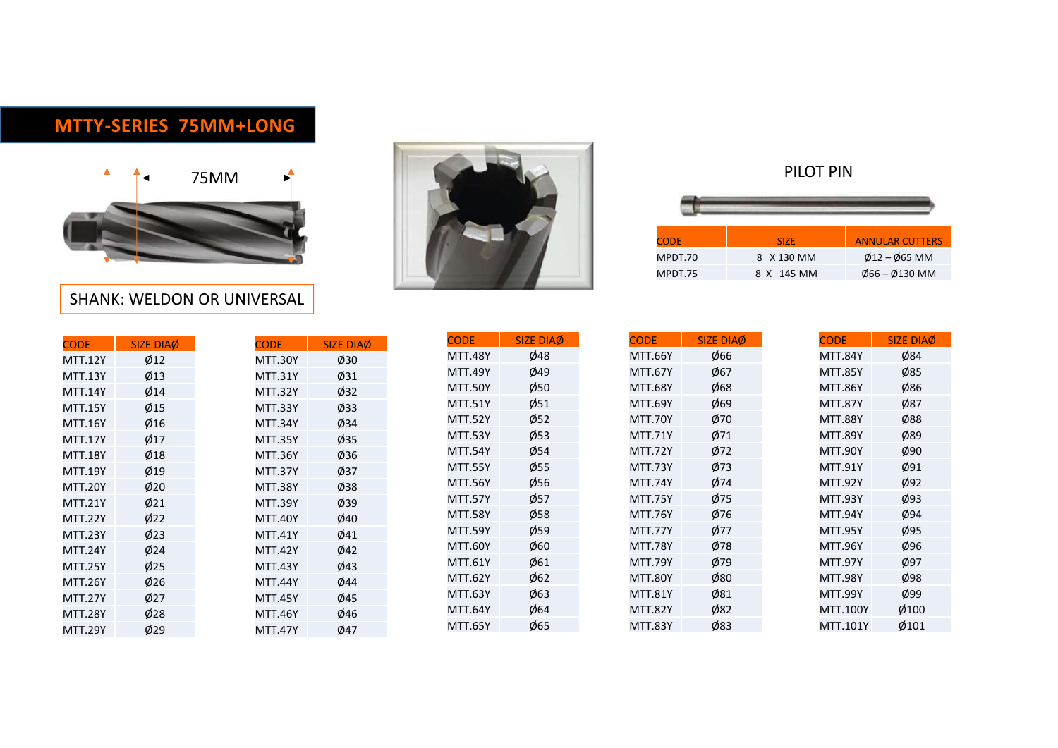# MTTY-SERIES 75MM+LONG

75MM

SHANK: WELDON OR UNIVERSAL

PILOT PIN

| CODE | SIZE | ANNULAR CUTTERS |
|---|---|---|
| MPDT.70 | 8 X 130 MM | Ø12 – Ø65 MM |
| MPDT.75 | 8 X 145 MM | Ø66 – Ø130 MM |

| CODE | SIZE DIAØ |
|---|---|
| MTT.12Y | Ø12 |
| MTT.13Y | Ø13 |
| MTT.14Y | Ø14 |
| MTT.15Y | Ø15 |
| MTT.16Y | Ø16 |
| MTT.17Y | Ø17 |
| MTT.18Y | Ø18 |
| MTT.19Y | Ø19 |
| MTT.20Y | Ø20 |
| MTT.21Y | Ø21 |
| MTT.22Y | Ø22 |
| MTT.23Y | Ø23 |
| MTT.24Y | Ø24 |
| MTT.25Y | Ø25 |
| MTT.26Y | Ø26 |
| MTT.27Y | Ø27 |
| MTT.28Y | Ø28 |
| MTT.29Y | Ø29 |

| CODE | SIZE DIAØ |
|---|---|
| MTT.30Y | Ø30 |
| MTT.31Y | Ø31 |
| MTT.32Y | Ø32 |
| MTT.33Y | Ø33 |
| MTT.34Y | Ø34 |
| MTT.35Y | Ø35 |
| MTT.36Y | Ø36 |
| MTT.37Y | Ø37 |
| MTT.38Y | Ø38 |
| MTT.39Y | Ø39 |
| MTT.40Y | Ø40 |
| MTT.41Y | Ø41 |
| MTT.42Y | Ø42 |
| MTT.43Y | Ø43 |
| MTT.44Y | Ø44 |
| MTT.45Y | Ø45 |
| MTT.46Y | Ø46 |
| MTT.47Y | Ø47 |

| CODE | SIZE DIAØ |
|---|---|
| MTT.48Y | Ø48 |
| MTT.49Y | Ø49 |
| MTT.50Y | Ø50 |
| MTT.51Y | Ø51 |
| MTT.52Y | Ø52 |
| MTT.53Y | Ø53 |
| MTT.54Y | Ø54 |
| MTT.55Y | Ø55 |
| MTT.56Y | Ø56 |
| MTT.57Y | Ø57 |
| MTT.58Y | Ø58 |
| MTT.59Y | Ø59 |
| MTT.60Y | Ø60 |
| MTT.61Y | Ø61 |
| MTT.62Y | Ø62 |
| MTT.63Y | Ø63 |
| MTT.64Y | Ø64 |
| MTT.65Y | Ø65 |

| CODE | SIZE DIAØ |
|---|---|
| MTT.66Y | Ø66 |
| MTT.67Y | Ø67 |
| MTT.68Y | Ø68 |
| MTT.69Y | Ø69 |
| MTT.70Y | Ø70 |
| MTT.71Y | Ø71 |
| MTT.72Y | Ø72 |
| MTT.73Y | Ø73 |
| MTT.74Y | Ø74 |
| MTT.75Y | Ø75 |
| MTT.76Y | Ø76 |
| MTT.77Y | Ø77 |
| MTT.78Y | Ø78 |
| MTT.79Y | Ø79 |
| MTT.80Y | Ø80 |
| MTT.81Y | Ø81 |
| MTT.82Y | Ø82 |
| MTT.83Y | Ø83 |

| CODE | SIZE DIAØ |
|---|---|
| MTT.84Y | Ø84 |
| MTT.85Y | Ø85 |
| MTT.86Y | Ø86 |
| MTT.87Y | Ø87 |
| MTT.88Y | Ø88 |
| MTT.89Y | Ø89 |
| MTT.90Y | Ø90 |
| MTT.91Y | Ø91 |
| MTT.92Y | Ø92 |
| MTT.93Y | Ø93 |
| MTT.94Y | Ø94 |
| MTT.95Y | Ø95 |
| MTT.96Y | Ø96 |
| MTT.97Y | Ø97 |
| MTT.98Y | Ø98 |
| MTT.99Y | Ø99 |
| MTT.100Y | Ø100 |
| MTT.101Y | Ø101 |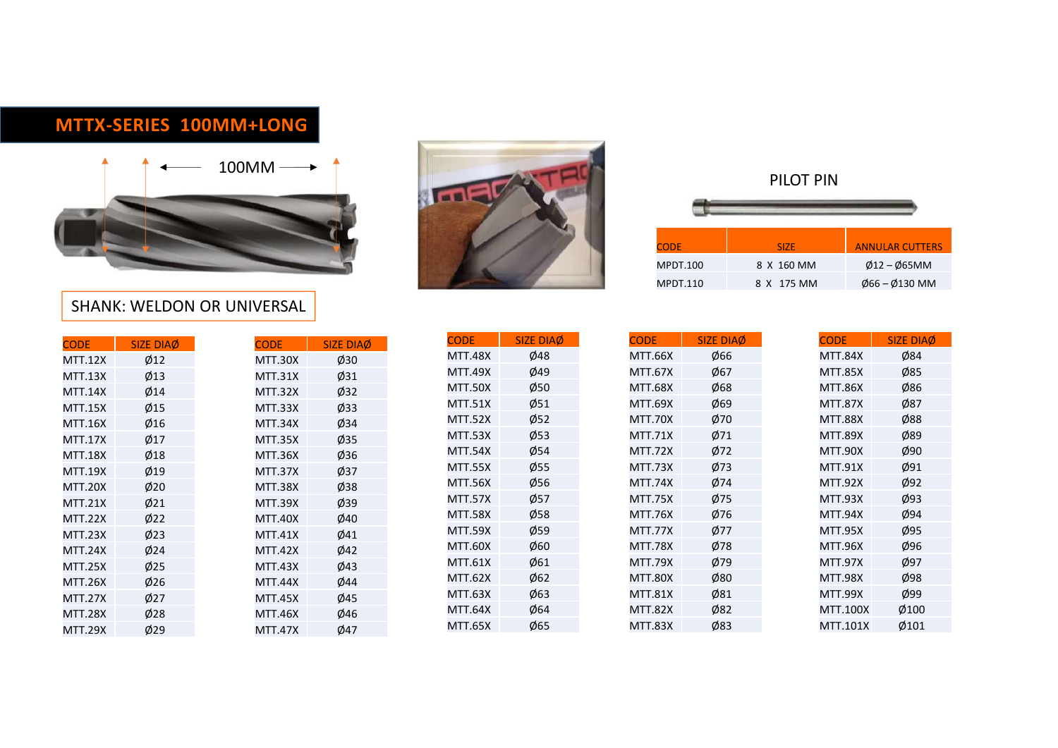# MTTX-SERIES 100MM+LONG

100MM

SHANK: WELDON OR UNIVERSAL

## PILOT PIN

| CODE | SIZE | ANNULAR CUTTERS |
|---|---|---|
| MPDT.100 | 8 X 160 MM | Ø12 – Ø65MM |
| MPDT.110 | 8 X 175 MM | Ø66 – Ø130 MM |

| CODE | SIZE DIAØ |
|---|---|
| MTT.12X | Ø12 |
| MTT.13X | Ø13 |
| MTT.14X | Ø14 |
| MTT.15X | Ø15 |
| MTT.16X | Ø16 |
| MTT.17X | Ø17 |
| MTT.18X | Ø18 |
| MTT.19X | Ø19 |
| MTT.20X | Ø20 |
| MTT.21X | Ø21 |
| MTT.22X | Ø22 |
| MTT.23X | Ø23 |
| MTT.24X | Ø24 |
| MTT.25X | Ø25 |
| MTT.26X | Ø26 |
| MTT.27X | Ø27 |
| MTT.28X | Ø28 |
| MTT.29X | Ø29 |

| CODE | SIZE DIAØ |
|---|---|
| MTT.30X | Ø30 |
| MTT.31X | Ø31 |
| MTT.32X | Ø32 |
| MTT.33X | Ø33 |
| MTT.34X | Ø34 |
| MTT.35X | Ø35 |
| MTT.36X | Ø36 |
| MTT.37X | Ø37 |
| MTT.38X | Ø38 |
| MTT.39X | Ø39 |
| MTT.40X | Ø40 |
| MTT.41X | Ø41 |
| MTT.42X | Ø42 |
| MTT.43X | Ø43 |
| MTT.44X | Ø44 |
| MTT.45X | Ø45 |
| MTT.46X | Ø46 |
| MTT.47X | Ø47 |

| CODE | SIZE DIAØ |
|---|---|
| MTT.48X | Ø48 |
| MTT.49X | Ø49 |
| MTT.50X | Ø50 |
| MTT.51X | Ø51 |
| MTT.52X | Ø52 |
| MTT.53X | Ø53 |
| MTT.54X | Ø54 |
| MTT.55X | Ø55 |
| MTT.56X | Ø56 |
| MTT.57X | Ø57 |
| MTT.58X | Ø58 |
| MTT.59X | Ø59 |
| MTT.60X | Ø60 |
| MTT.61X | Ø61 |
| MTT.62X | Ø62 |
| MTT.63X | Ø63 |
| MTT.64X | Ø64 |
| MTT.65X | Ø65 |

| CODE | SIZE DIAØ |
|---|---|
| MTT.66X | Ø66 |
| MTT.67X | Ø67 |
| MTT.68X | Ø68 |
| MTT.69X | Ø69 |
| MTT.70X | Ø70 |
| MTT.71X | Ø71 |
| MTT.72X | Ø72 |
| MTT.73X | Ø73 |
| MTT.74X | Ø74 |
| MTT.75X | Ø75 |
| MTT.76X | Ø76 |
| MTT.77X | Ø77 |
| MTT.78X | Ø78 |
| MTT.79X | Ø79 |
| MTT.80X | Ø80 |
| MTT.81X | Ø81 |
| MTT.82X | Ø82 |
| MTT.83X | Ø83 |

| CODE | SIZE DIAØ |
|---|---|
| MTT.84X | Ø84 |
| MTT.85X | Ø85 |
| MTT.86X | Ø86 |
| MTT.87X | Ø87 |
| MTT.88X | Ø88 |
| MTT.89X | Ø89 |
| MTT.90X | Ø90 |
| MTT.91X | Ø91 |
| MTT.92X | Ø92 |
| MTT.93X | Ø93 |
| MTT.94X | Ø94 |
| MTT.95X | Ø95 |
| MTT.96X | Ø96 |
| MTT.97X | Ø97 |
| MTT.98X | Ø98 |
| MTT.99X | Ø99 |
| MTT.100X | Ø100 |
| MTT.101X | Ø101 |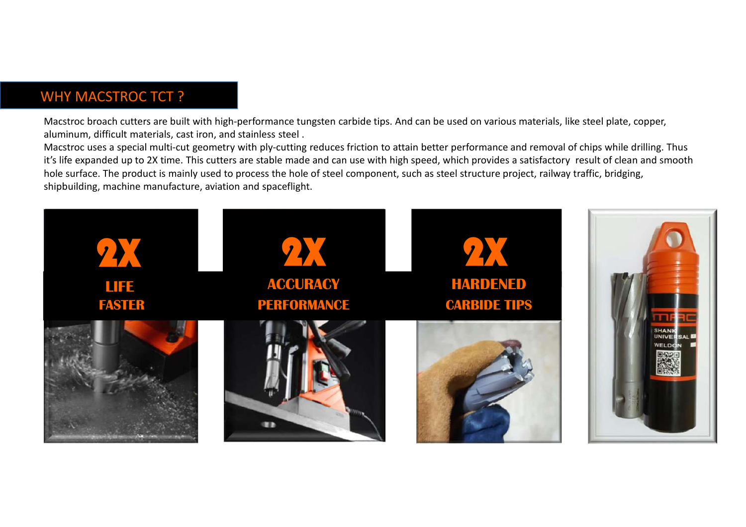## WHY MACSTROC TCT ?

Macstroc broach cutters are built with high-performance tungsten carbide tips. And can be used on various materials, like steel plate, copper, aluminum, difficult materials, cast iron, and stainless steel .

Macstroc uses a special multi-cut geometry with ply-cutting reduces friction to attain better performance and removal of chips while drilling. Thus it's life expanded up to 2X time. This cutters are stable made and can use with high speed, which provides a satisfactory result of clean and smooth hole surface. The product is mainly used to process the hole of steel component, such as steel structure project, railway traffic, bridging, shipbuilding, machine manufacture, aviation and spaceflight.

**2X**
**LIFE**
**FASTER**

**2X**
**ACCURACY**
**PERFORMANCE**

**2X**
**HARDENED**
**CARBIDE TIPS**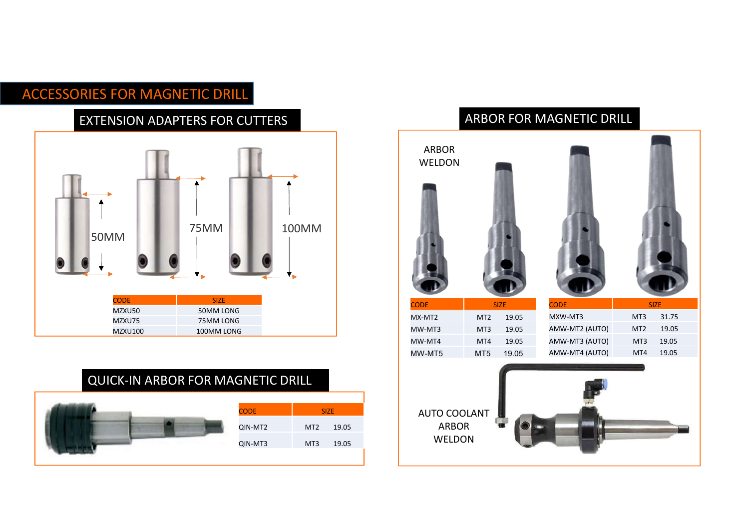# ACCESSORIES FOR MAGNETIC DRILL

## EXTENSION ADAPTERS FOR CUTTERS

50MM

75MM

100MM

| CODE | SIZE |
|---|---|
| MZXU50 | 50MM LONG |
| MZXU75 | 75MM LONG |
| MZXU100 | 100MM LONG |

## QUICK-IN ARBOR FOR MAGNETIC DRILL

| CODE | SIZE | |
|---|---|---|
| QIN-MT2 | MT2 | 19.05 |
| QIN-MT3 | MT3 | 19.05 |

## ARBOR FOR MAGNETIC DRILL

ARBOR WELDON

| CODE | SIZE | |
|---|---|---|
| MX-MT2 | MT2 | 19.05 |
| MW-MT3 | MT3 | 19.05 |
| MW-MT4 | MT4 | 19.05 |
| MW-MT5 | MT5 | 19.05 |

| CODE | SIZE | |
|---|---|---|
| MXW-MT3 | MT3 | 31.75 |
| AMW-MT2 (AUTO) | MT2 | 19.05 |
| AMW-MT3 (AUTO) | MT3 | 19.05 |
| AMW-MT4 (AUTO) | MT4 | 19.05 |

AUTO COOLANT ARBOR WELDON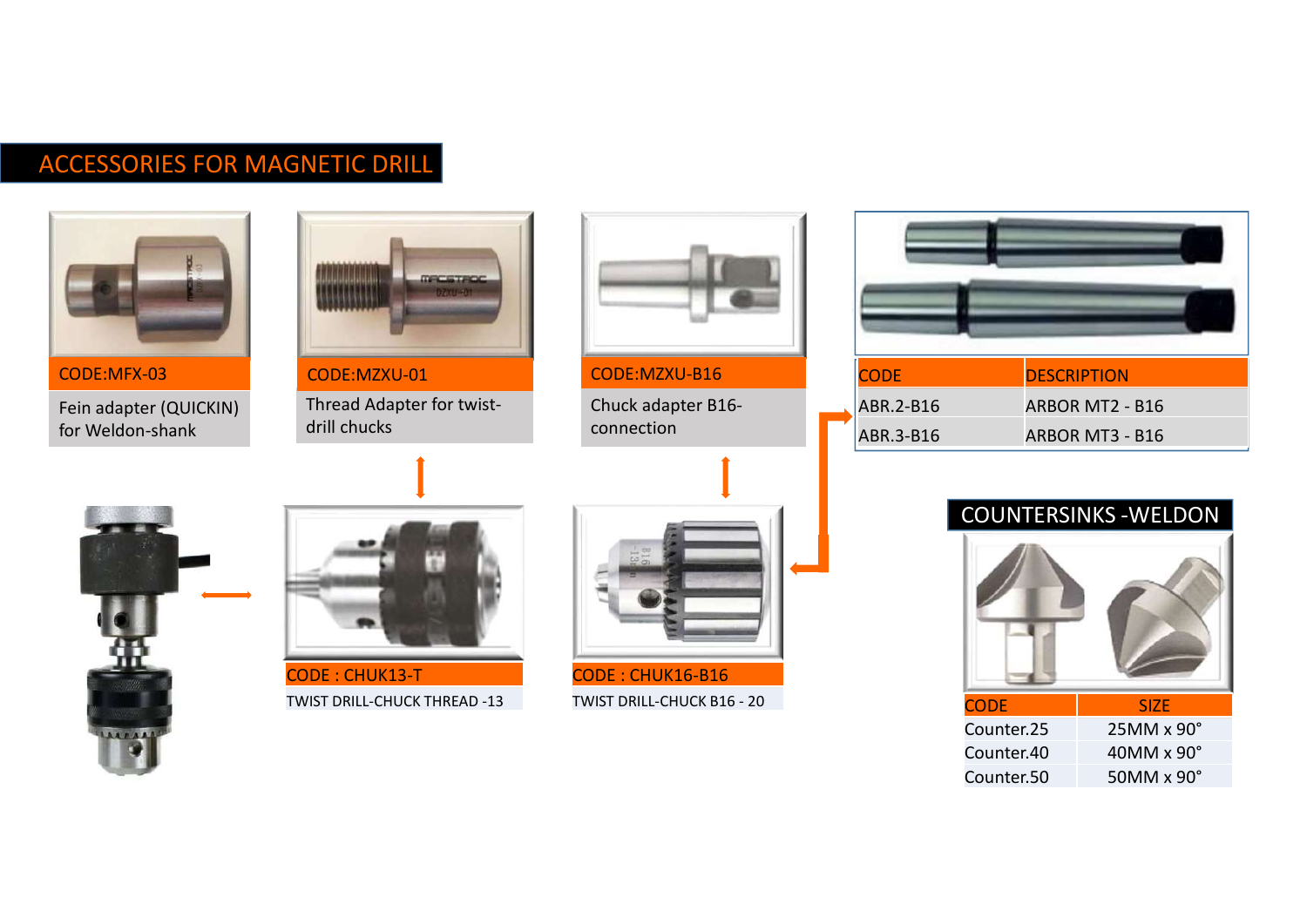# ACCESSORIES FOR MAGNETIC DRILL

**CODE:MFX-03**

Fein adapter (QUICKIN) for Weldon-shank

**CODE:MZXU-01**

Thread Adapter for twist-drill chucks

**CODE:MZXU-B16**

Chuck adapter B16-connection

| CODE | DESCRIPTION |
|---|---|
| ABR.2-B16 | ARBOR MT2 - B16 |
| ABR.3-B16 | ARBOR MT3 - B16 |

**CODE : CHUK13-T**

TWIST DRILL-CHUCK THREAD -13

**CODE : CHUK16-B16**

TWIST DRILL-CHUCK B16 - 20

## COUNTERSINKS -WELDON

| CODE | SIZE |
|---|---|
| Counter.25 | 25MM x 90° |
| Counter.40 | 40MM x 90° |
| Counter.50 | 50MM x 90° |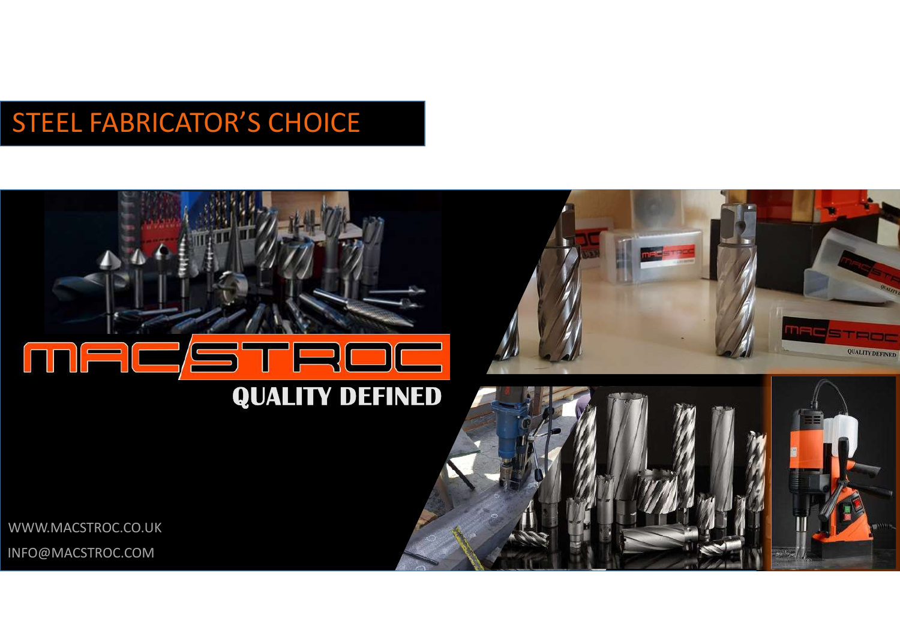# STEEL FABRICATOR'S CHOICE

MACSTROC

**QUALITY DEFINED**

WWW.MACSTROC.CO.UK

INFO@MACSTROC.COM